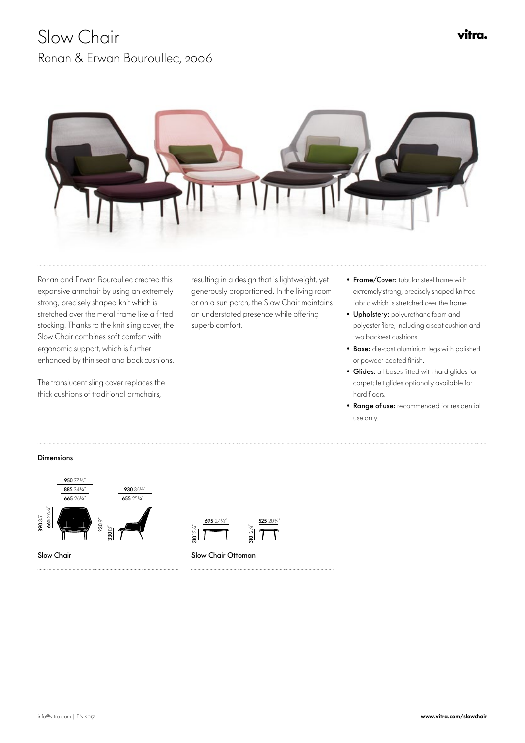# Slow Chair

## Ronan & Erwan Bouroullec, 2006

vitra.

Ronan and Erwan Bouroullec created this expansive armchair by using an extremely strong, precisely shaped knit which is stretched over the metal frame like a fitted stocking. Thanks to the knit sling cover, the Slow Chair combines soft comfort with ergonomic support, which is further enhanced by thin seat and back cushions.

The translucent sling cover replaces the thick cushions of traditional armchairs, resulting in a design that is lightweight, yet generously proportioned. In the living room or on a sun porch, the Slow Chair maintains an understated presence while offering superb comfort.

- **Frame/Cover:** tubular steel frame with extremely strong, precisely shaped knitted fabric which is stretched over the frame.
- **Upholstery:** polyurethane foam and polyester fibre, including a seat cushion and two backrest cushions.
- **Base:** die-cast aluminium legs with polished or powder-coated finish.
- **Glides:** all bases fitted with hard glides for carpet; felt glides optionally available for hard floors.
- **Range of use:** recommended for residential use only.

**Dimensions**

**Slow Chair**

950 37½″ · 885 34¾″ · 665 26¼″ · 890 35″ · 665 26¼″ · 930 36½″ · 655 25¾″ · 230 9″ · 330 13″

**Slow Chair Ottoman**

695 27¼″ · 525 20¾″ · 310 12¼″ · 310 12¼″

info@vitra.com | EN 2017

**www.vitra.com/slowchair**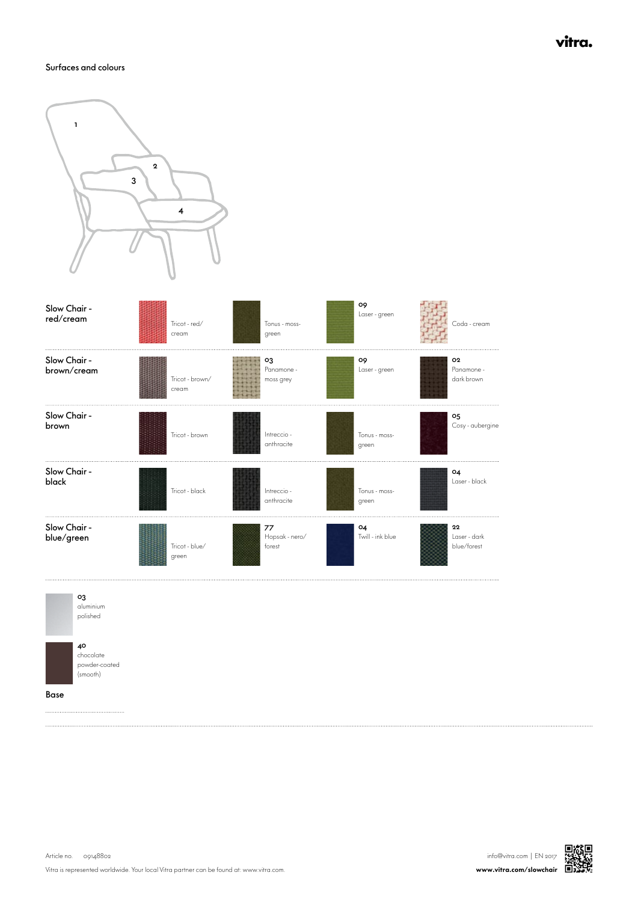## Surfaces and colours

1

2

3

4

| | | | | |
|---|---|---|---|---|
| **Slow Chair - red/cream** | Tricot - red/ cream | Tonus - moss- green | 09 Laser - green | Coda - cream |
| **Slow Chair - brown/cream** | Tricot - brown/ cream | 03 Panamone - moss grey | 09 Laser - green | 02 Panamone - dark brown |
| **Slow Chair - brown** | Tricot - brown | Intreccio - anthracite | Tonus - moss- green | 05 Cosy - aubergine |
| **Slow Chair - black** | Tricot - black | Intreccio - anthracite | Tonus - moss- green | 04 Laser - black |
| **Slow Chair - blue/green** | Tricot - blue/ green | 77 Hopsak - nero/ forest | 04 Twill - ink blue | 22 Laser - dark blue/forest |

03 aluminium polished

40 chocolate powder-coated (smooth)

**Base**

Article no. 09148802

Vitra is represented worldwide. Your local Vitra partner can be found at: www.vitra.com.

info@vitra.com | EN 2017

**www.vitra.com/slowchair**